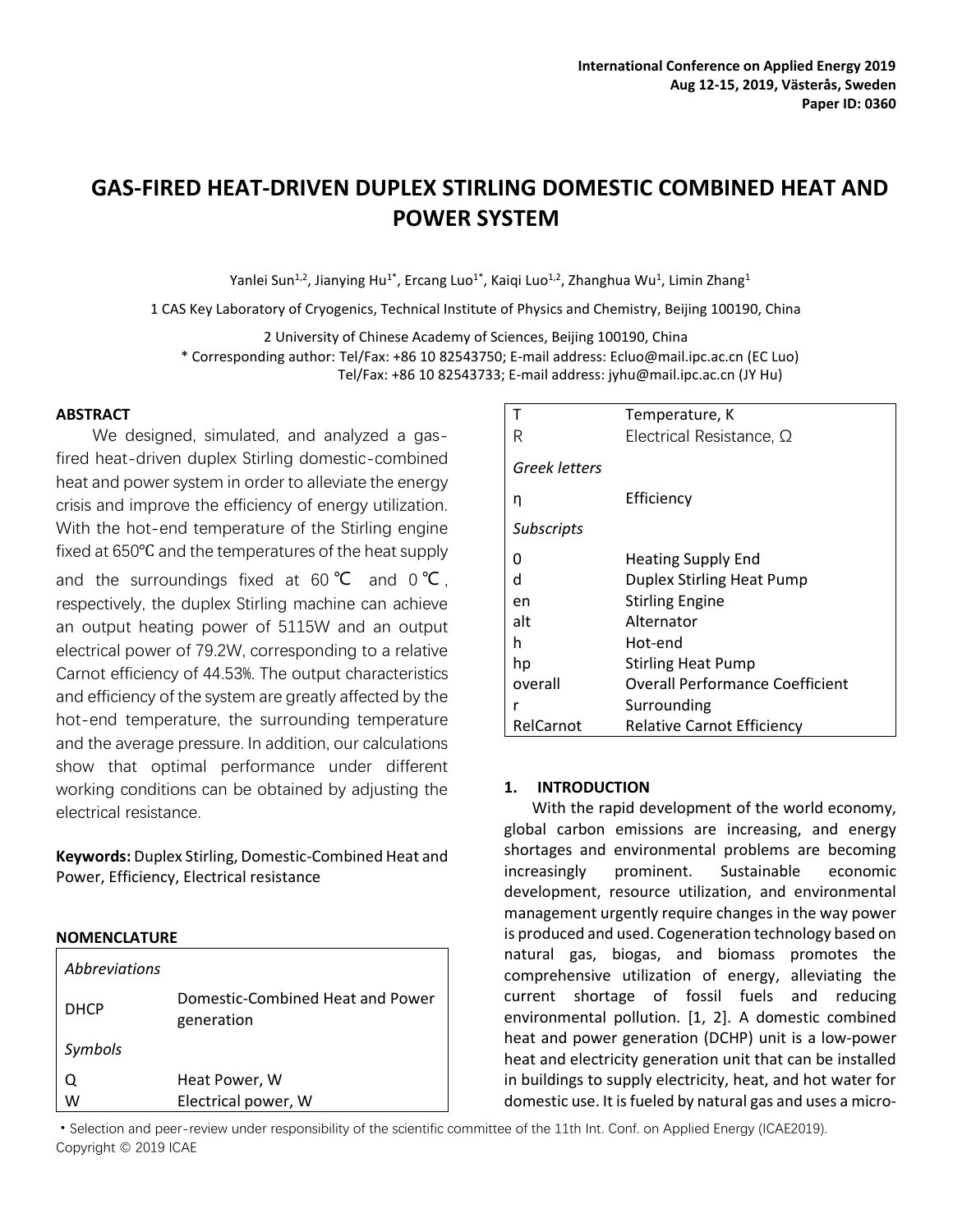# GAS-FIRED HEAT-DRIVEN DUPLEX STIRLING DOMESTIC COMBINED HEAT AND POWER SYSTEM

Yanlei Sun[1,2], Jianying Hu[1*], Ercang Luo[1*], Kaiqi Luo[1,2], Zhanghua Wu[1], Limin Zhang[1]

1 CAS Key Laboratory of Cryogenics, Technical Institute of Physics and Chemistry, Beijing 100190, China

2 University of Chinese Academy of Sciences, Beijing 100190, China

\* Corresponding author: Tel/Fax: +86 10 82543750; E-mail address: Ecluo@mail.ipc.ac.cn (EC Luo)
Tel/Fax: +86 10 82543733; E-mail address: jyhu@mail.ipc.ac.cn (JY Hu)

## ABSTRACT

We designed, simulated, and analyzed a gas-fired heat-driven duplex Stirling domestic-combined heat and power system in order to alleviate the energy crisis and improve the efficiency of energy utilization. With the hot-end temperature of the Stirling engine fixed at 650℃ and the temperatures of the heat supply and the surroundings fixed at 60 ℃ and 0 ℃, respectively, the duplex Stirling machine can achieve an output heating power of 5115W and an output electrical power of 79.2W, corresponding to a relative Carnot efficiency of 44.53%. The output characteristics and efficiency of the system are greatly affected by the hot-end temperature, the surrounding temperature and the average pressure. In addition, our calculations show that optimal performance under different working conditions can be obtained by adjusting the electrical resistance.

**Keywords:** Duplex Stirling, Domestic-Combined Heat and Power, Efficiency, Electrical resistance

## NOMENCLATURE

| | |
|---|---|
| *Abbreviations* | |
| DHCP | Domestic-Combined Heat and Power generation |
| *Symbols* | |
| Q | Heat Power, W |
| W | Electrical power, W |
| T | Temperature, K |
| R | Electrical Resistance, Ω |
| *Greek letters* | |
| η | Efficiency |
| *Subscripts* | |
| 0 | Heating Supply End |
| d | Duplex Stirling Heat Pump |
| en | Stirling Engine |
| alt | Alternator |
| h | Hot-end |
| hp | Stirling Heat Pump |
| overall | Overall Performance Coefficient |
| r | Surrounding |
| RelCarnot | Relative Carnot Efficiency |

## 1. INTRODUCTION

With the rapid development of the world economy, global carbon emissions are increasing, and energy shortages and environmental problems are becoming increasingly prominent. Sustainable economic development, resource utilization, and environmental management urgently require changes in the way power is produced and used. Cogeneration technology based on natural gas, biogas, and biomass promotes the comprehensive utilization of energy, alleviating the current shortage of fossil fuels and reducing environmental pollution. [1, 2]. A domestic combined heat and power generation (DCHP) unit is a low-power heat and electricity generation unit that can be installed in buildings to supply electricity, heat, and hot water for domestic use. It is fueled by natural gas and uses a micro-

• Selection and peer-review under responsibility of the scientific committee of the 11th Int. Conf. on Applied Energy (ICAE2019).
Copyright © 2019 ICAE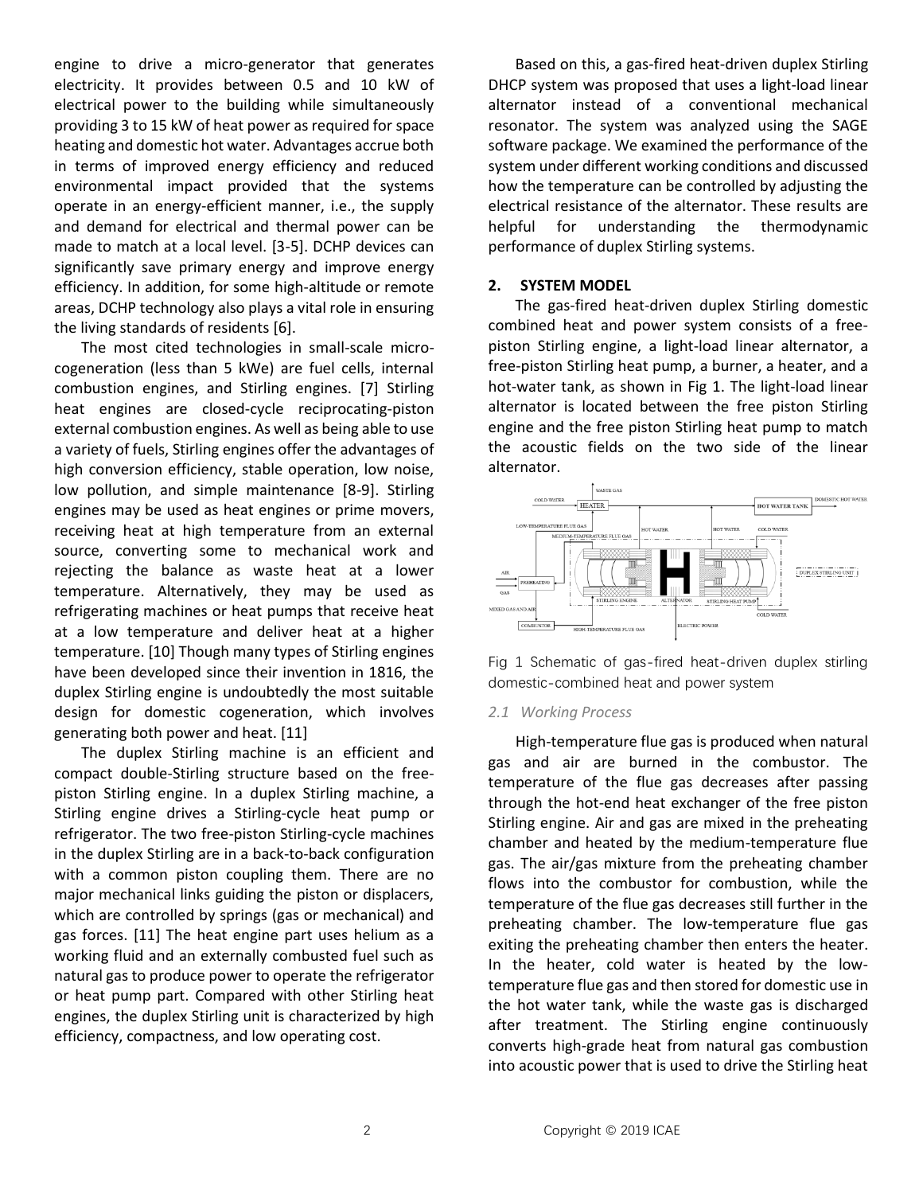engine to drive a micro-generator that generates electricity. It provides between 0.5 and 10 kW of electrical power to the building while simultaneously providing 3 to 15 kW of heat power as required for space heating and domestic hot water. Advantages accrue both in terms of improved energy efficiency and reduced environmental impact provided that the systems operate in an energy-efficient manner, i.e., the supply and demand for electrical and thermal power can be made to match at a local level. [3-5]. DCHP devices can significantly save primary energy and improve energy efficiency. In addition, for some high-altitude or remote areas, DCHP technology also plays a vital role in ensuring the living standards of residents [6].

The most cited technologies in small-scale micro-cogeneration (less than 5 kWe) are fuel cells, internal combustion engines, and Stirling engines. [7] Stirling heat engines are closed-cycle reciprocating-piston external combustion engines. As well as being able to use a variety of fuels, Stirling engines offer the advantages of high conversion efficiency, stable operation, low noise, low pollution, and simple maintenance [8-9]. Stirling engines may be used as heat engines or prime movers, receiving heat at high temperature from an external source, converting some to mechanical work and rejecting the balance as waste heat at a lower temperature. Alternatively, they may be used as refrigerating machines or heat pumps that receive heat at a low temperature and deliver heat at a higher temperature. [10] Though many types of Stirling engines have been developed since their invention in 1816, the duplex Stirling engine is undoubtedly the most suitable design for domestic cogeneration, which involves generating both power and heat. [11]

The duplex Stirling machine is an efficient and compact double-Stirling structure based on the free-piston Stirling engine. In a duplex Stirling machine, a Stirling engine drives a Stirling-cycle heat pump or refrigerator. The two free-piston Stirling-cycle machines in the duplex Stirling are in a back-to-back configuration with a common piston coupling them. There are no major mechanical links guiding the piston or displacers, which are controlled by springs (gas or mechanical) and gas forces. [11] The heat engine part uses helium as a working fluid and an externally combusted fuel such as natural gas to produce power to operate the refrigerator or heat pump part. Compared with other Stirling heat engines, the duplex Stirling unit is characterized by high efficiency, compactness, and low operating cost.

Based on this, a gas-fired heat-driven duplex Stirling DHCP system was proposed that uses a light-load linear alternator instead of a conventional mechanical resonator. The system was analyzed using the SAGE software package. We examined the performance of the system under different working conditions and discussed how the temperature can be controlled by adjusting the electrical resistance of the alternator. These results are helpful for understanding the thermodynamic performance of duplex Stirling systems.

## 2. SYSTEM MODEL

The gas-fired heat-driven duplex Stirling domestic combined heat and power system consists of a free-piston Stirling engine, a light-load linear alternator, a free-piston Stirling heat pump, a burner, a heater, and a hot-water tank, as shown in Fig 1. The light-load linear alternator is located between the free piston Stirling engine and the free piston Stirling heat pump to match the acoustic fields on the two side of the linear alternator.

Fig 1 Schematic of gas-fired heat-driven duplex stirling domestic-combined heat and power system

### 2.1 Working Process

High-temperature flue gas is produced when natural gas and air are burned in the combustor. The temperature of the flue gas decreases after passing through the hot-end heat exchanger of the free piston Stirling engine. Air and gas are mixed in the preheating chamber and heated by the medium-temperature flue gas. The air/gas mixture from the preheating chamber flows into the combustor for combustion, while the temperature of the flue gas decreases still further in the preheating chamber. The low-temperature flue gas exiting the preheating chamber then enters the heater. In the heater, cold water is heated by the low-temperature flue gas and then stored for domestic use in the hot water tank, while the waste gas is discharged after treatment. The Stirling engine continuously converts high-grade heat from natural gas combustion into acoustic power that is used to drive the Stirling heat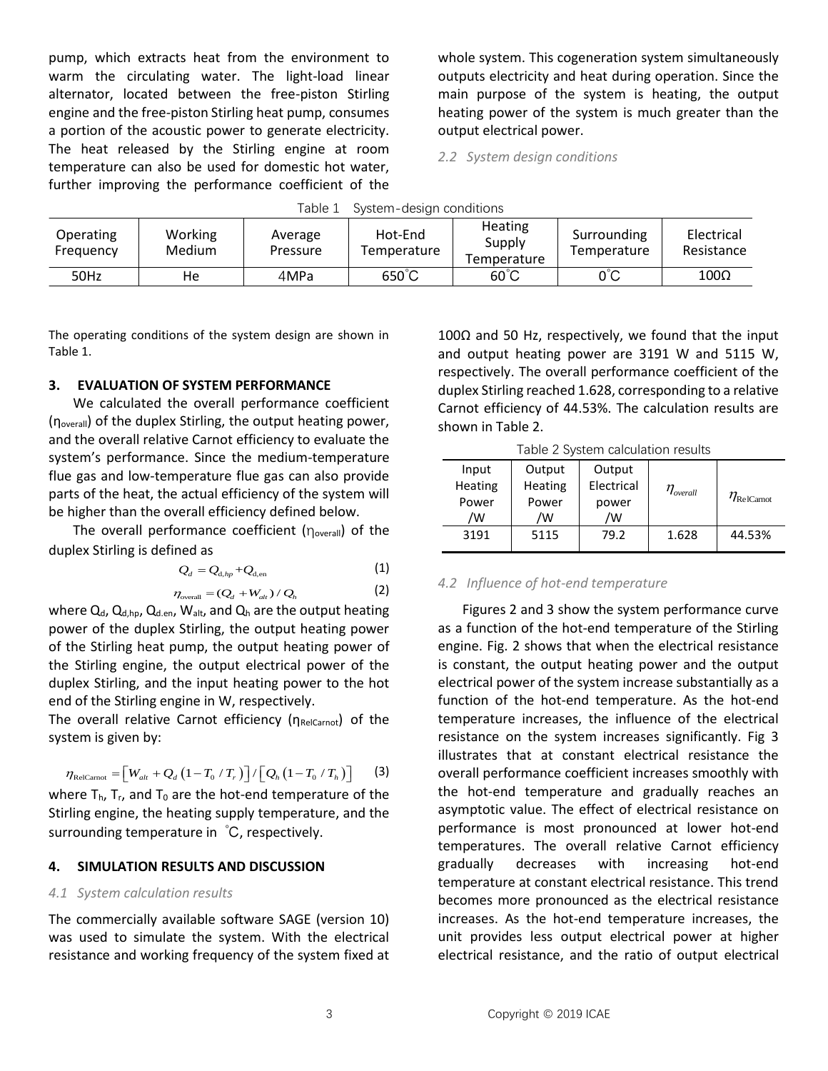pump, which extracts heat from the environment to warm the circulating water. The light-load linear alternator, located between the free-piston Stirling engine and the free-piston Stirling heat pump, consumes a portion of the acoustic power to generate electricity. The heat released by the Stirling engine at room temperature can also be used for domestic hot water, further improving the performance coefficient of the whole system. This cogeneration system simultaneously outputs electricity and heat during operation. Since the main purpose of the system is heating, the output heating power of the system is much greater than the output electrical power.

*2.2 System design conditions*

Table 1 System-design conditions

| Operating Frequency | Working Medium | Average Pressure | Hot-End Temperature | Heating Supply Temperature | Surrounding Temperature | Electrical Resistance |
|---|---|---|---|---|---|---|
| 50Hz | He | 4MPa | 650˚C | 60˚C | 0˚C | 100Ω |

The operating conditions of the system design are shown in Table 1.

## 3. EVALUATION OF SYSTEM PERFORMANCE

We calculated the overall performance coefficient ($\eta_{overall}$) of the duplex Stirling, the output heating power, and the overall relative Carnot efficiency to evaluate the system's performance. Since the medium-temperature flue gas and low-temperature flue gas can also provide parts of the heat, the actual efficiency of the system will be higher than the overall efficiency defined below.

The overall performance coefficient ($\eta_{overall}$) of the duplex Stirling is defined as

$$Q_d = Q_{d,hp} + Q_{d,en} \tag{1}$$

$$\eta_{overall} = (Q_d + W_{alt}) / Q_h \tag{2}$$

where $Q_d$, $Q_{d,hp}$, $Q_{d,en}$, $W_{alt}$, and $Q_h$ are the output heating power of the duplex Stirling, the output heating power of the Stirling heat pump, the output heating power of the Stirling engine, the output electrical power of the duplex Stirling, and the input heating power to the hot end of the Stirling engine in W, respectively.

The overall relative Carnot efficiency ($\eta_{RelCarnot}$) of the system is given by:

$$\eta_{RelCarnot} = \left[W_{alt} + Q_d\left(1 - T_0 / T_r\right)\right] / \left[Q_h\left(1 - T_0 / T_h\right)\right] \tag{3}$$

where $T_h$, $T_r$, and $T_0$ are the hot-end temperature of the Stirling engine, the heating supply temperature, and the surrounding temperature in ˚C, respectively.

## 4. SIMULATION RESULTS AND DISCUSSION

*4.1 System calculation results*

The commercially available software SAGE (version 10) was used to simulate the system. With the electrical resistance and working frequency of the system fixed at 100Ω and 50 Hz, respectively, we found that the input and output heating power are 3191 W and 5115 W, respectively. The overall performance coefficient of the duplex Stirling reached 1.628, corresponding to a relative Carnot efficiency of 44.53%. The calculation results are shown in Table 2.

Table 2 System calculation results

| Input Heating Power /W | Output Heating Power /W | Output Electrical power /W | $\eta_{overall}$ | $\eta_{RelCarnot}$ |
|---|---|---|---|---|
| 3191 | 5115 | 79.2 | 1.628 | 44.53% |

*4.2 Influence of hot-end temperature*

Figures 2 and 3 show the system performance curve as a function of the hot-end temperature of the Stirling engine. Fig. 2 shows that when the electrical resistance is constant, the output heating power and the output electrical power of the system increase substantially as a function of the hot-end temperature. As the hot-end temperature increases, the influence of the electrical resistance on the system increases significantly. Fig 3 illustrates that at constant electrical resistance the overall performance coefficient increases smoothly with the hot-end temperature and gradually reaches an asymptotic value. The effect of electrical resistance on performance is most pronounced at lower hot-end temperatures. The overall relative Carnot efficiency gradually decreases with increasing hot-end temperature at constant electrical resistance. This trend becomes more pronounced as the electrical resistance increases. As the hot-end temperature increases, the unit provides less output electrical power at higher electrical resistance, and the ratio of output electrical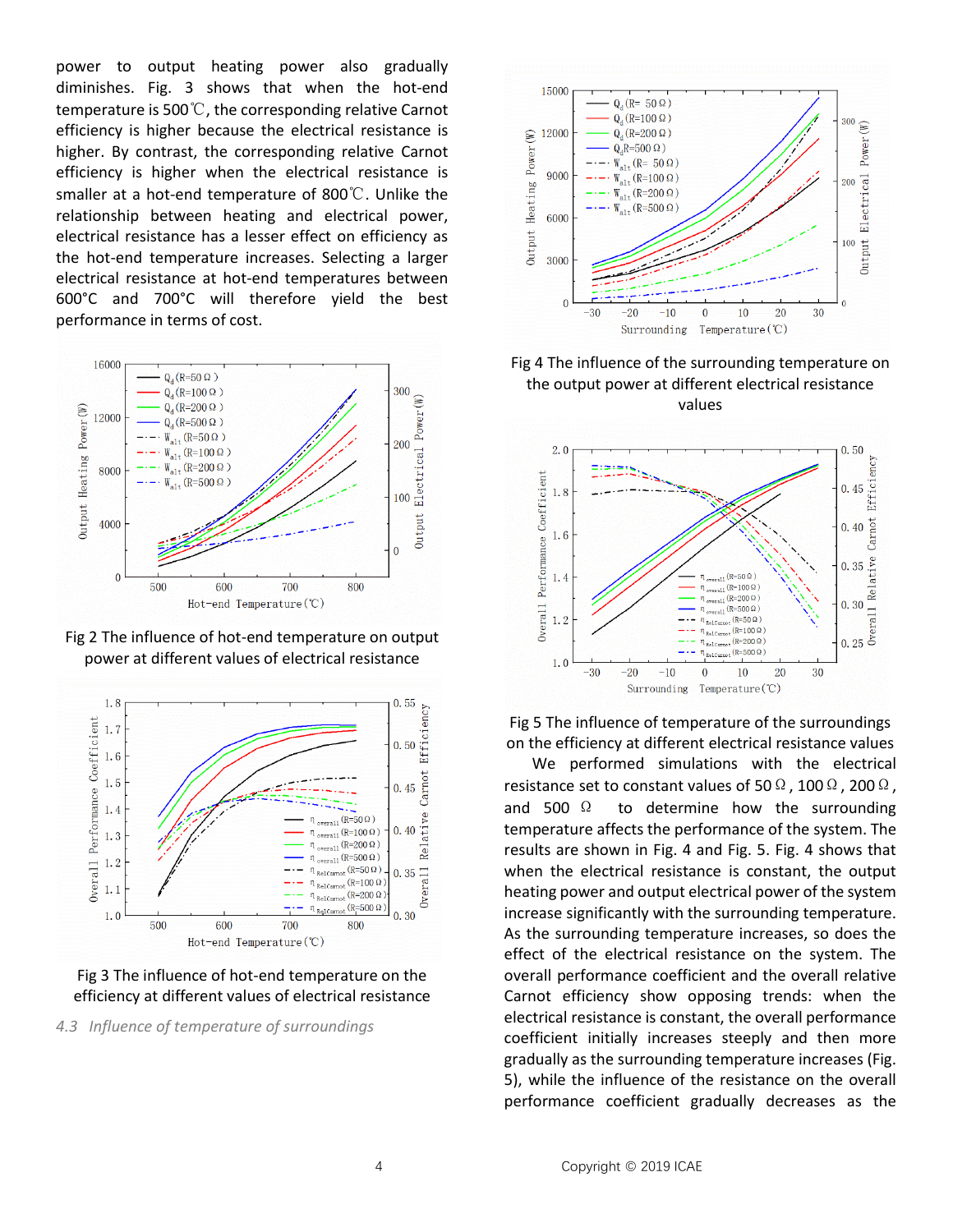power to output heating power also gradually diminishes. Fig. 3 shows that when the hot-end temperature is 500℃, the corresponding relative Carnot efficiency is higher because the electrical resistance is higher. By contrast, the corresponding relative Carnot efficiency is higher when the electrical resistance is smaller at a hot-end temperature of 800℃. Unlike the relationship between heating and electrical power, electrical resistance has a lesser effect on efficiency as the hot-end temperature increases. Selecting a larger electrical resistance at hot-end temperatures between 600°C and 700°C will therefore yield the best performance in terms of cost.

Fig 2 The influence of hot-end temperature on output power at different values of electrical resistance

Fig 3 The influence of hot-end temperature on the efficiency at different values of electrical resistance

### *4.3 Influence of temperature of surroundings*

Fig 4 The influence of the surrounding temperature on the output power at different electrical resistance values

Fig 5 The influence of temperature of the surroundings on the efficiency at different electrical resistance values

We performed simulations with the electrical resistance set to constant values of 50 Ω, 100 Ω, 200 Ω, and 500 Ω to determine how the surrounding temperature affects the performance of the system. The results are shown in Fig. 4 and Fig. 5. Fig. 4 shows that when the electrical resistance is constant, the output heating power and output electrical power of the system increase significantly with the surrounding temperature. As the surrounding temperature increases, so does the effect of the electrical resistance on the system. The overall performance coefficient and the overall relative Carnot efficiency show opposing trends: when the electrical resistance is constant, the overall performance coefficient initially increases steeply and then more gradually as the surrounding temperature increases (Fig. 5), while the influence of the resistance on the overall performance coefficient gradually decreases as the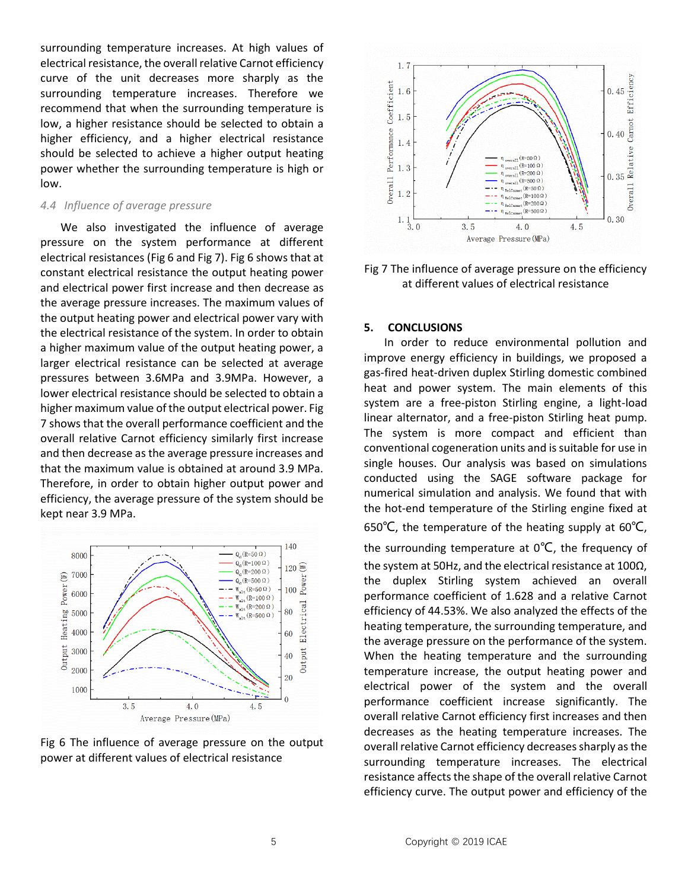surrounding temperature increases. At high values of electrical resistance, the overall relative Carnot efficiency curve of the unit decreases more sharply as the surrounding temperature increases. Therefore we recommend that when the surrounding temperature is low, a higher resistance should be selected to obtain a higher efficiency, and a higher electrical resistance should be selected to achieve a higher output heating power whether the surrounding temperature is high or low.

### *4.4 Influence of average pressure*

We also investigated the influence of average pressure on the system performance at different electrical resistances (Fig 6 and Fig 7). Fig 6 shows that at constant electrical resistance the output heating power and electrical power first increase and then decrease as the average pressure increases. The maximum values of the output heating power and electrical power vary with the electrical resistance of the system. In order to obtain a higher maximum value of the output heating power, a larger electrical resistance can be selected at average pressures between 3.6MPa and 3.9MPa. However, a lower electrical resistance should be selected to obtain a higher maximum value of the output electrical power. Fig 7 shows that the overall performance coefficient and the overall relative Carnot efficiency similarly first increase and then decrease as the average pressure increases and that the maximum value is obtained at around 3.9 MPa. Therefore, in order to obtain higher output power and efficiency, the average pressure of the system should be kept near 3.9 MPa.

Fig 6 The influence of average pressure on the output power at different values of electrical resistance

Fig 7 The influence of average pressure on the efficiency at different values of electrical resistance

## 5. CONCLUSIONS

In order to reduce environmental pollution and improve energy efficiency in buildings, we proposed a gas-fired heat-driven duplex Stirling domestic combined heat and power system. The main elements of this system are a free-piston Stirling engine, a light-load linear alternator, and a free-piston Stirling heat pump. The system is more compact and efficient than conventional cogeneration units and is suitable for use in single houses. Our analysis was based on simulations conducted using the SAGE software package for numerical simulation and analysis. We found that with the hot-end temperature of the Stirling engine fixed at 650℃, the temperature of the heating supply at 60℃, the surrounding temperature at 0℃, the frequency of the system at 50Hz, and the electrical resistance at 100Ω, the duplex Stirling system achieved an overall performance coefficient of 1.628 and a relative Carnot efficiency of 44.53%. We also analyzed the effects of the heating temperature, the surrounding temperature, and the average pressure on the performance of the system. When the heating temperature and the surrounding temperature increase, the output heating power and electrical power of the system and the overall performance coefficient increase significantly. The overall relative Carnot efficiency first increases and then decreases as the heating temperature increases. The overall relative Carnot efficiency decreases sharply as the surrounding temperature increases. The electrical resistance affects the shape of the overall relative Carnot efficiency curve. The output power and efficiency of the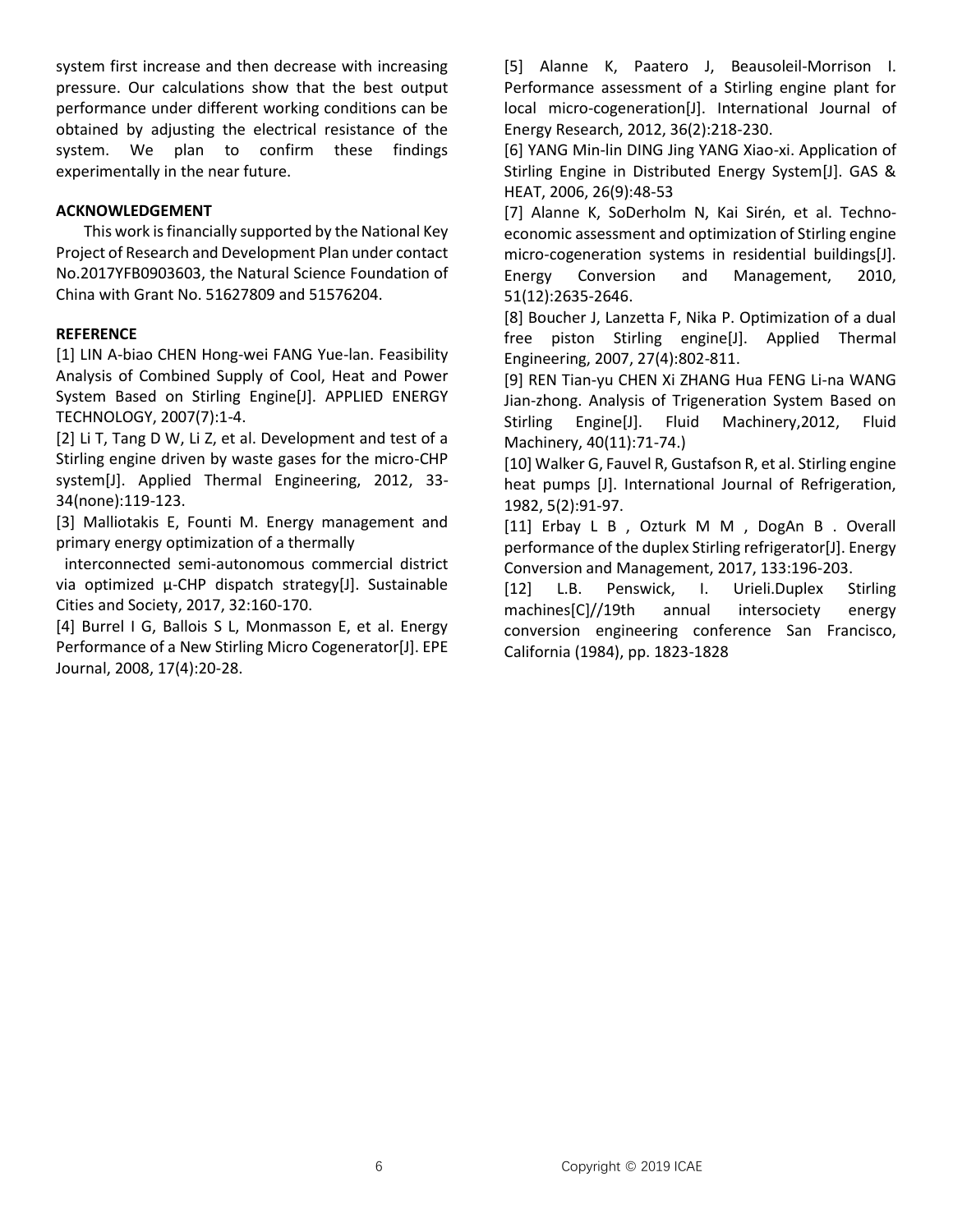system first increase and then decrease with increasing pressure. Our calculations show that the best output performance under different working conditions can be obtained by adjusting the electrical resistance of the system. We plan to confirm these findings experimentally in the near future.

**ACKNOWLEDGEMENT**

This work is financially supported by the National Key Project of Research and Development Plan under contact No.2017YFB0903603, the Natural Science Foundation of China with Grant No. 51627809 and 51576204.

**REFERENCE**

[1] LIN A-biao CHEN Hong-wei FANG Yue-lan. Feasibility Analysis of Combined Supply of Cool, Heat and Power System Based on Stirling Engine[J]. APPLIED ENERGY TECHNOLOGY, 2007(7):1-4.

[2] Li T, Tang D W, Li Z, et al. Development and test of a Stirling engine driven by waste gases for the micro-CHP system[J]. Applied Thermal Engineering, 2012, 33-34(none):119-123.

[3] Malliotakis E, Founti M. Energy management and primary energy optimization of a thermally interconnected semi-autonomous commercial district via optimized μ-CHP dispatch strategy[J]. Sustainable Cities and Society, 2017, 32:160-170.

[4] Burrel I G, Ballois S L, Monmasson E, et al. Energy Performance of a New Stirling Micro Cogenerator[J]. EPE Journal, 2008, 17(4):20-28.

[5] Alanne K, Paatero J, Beausoleil-Morrison I. Performance assessment of a Stirling engine plant for local micro-cogeneration[J]. International Journal of Energy Research, 2012, 36(2):218-230.

[6] YANG Min-lin DING Jing YANG Xiao-xi. Application of Stirling Engine in Distributed Energy System[J]. GAS & HEAT, 2006, 26(9):48-53

[7] Alanne K, SoDerholm N, Kai Sirén, et al. Techno-economic assessment and optimization of Stirling engine micro-cogeneration systems in residential buildings[J]. Energy Conversion and Management, 2010, 51(12):2635-2646.

[8] Boucher J, Lanzetta F, Nika P. Optimization of a dual free piston Stirling engine[J]. Applied Thermal Engineering, 2007, 27(4):802-811.

[9] REN Tian-yu CHEN Xi ZHANG Hua FENG Li-na WANG Jian-zhong. Analysis of Trigeneration System Based on Stirling Engine[J]. Fluid Machinery,2012, Fluid Machinery, 40(11):71-74.)

[10] Walker G, Fauvel R, Gustafson R, et al. Stirling engine heat pumps [J]. International Journal of Refrigeration, 1982, 5(2):91-97.

[11] Erbay L B , Ozturk M M , DogAn B . Overall performance of the duplex Stirling refrigerator[J]. Energy Conversion and Management, 2017, 133:196-203.

[12] L.B. Penswick, I. Urieli.Duplex Stirling machines[C]//19th annual intersociety energy conversion engineering conference San Francisco, California (1984), pp. 1823-1828